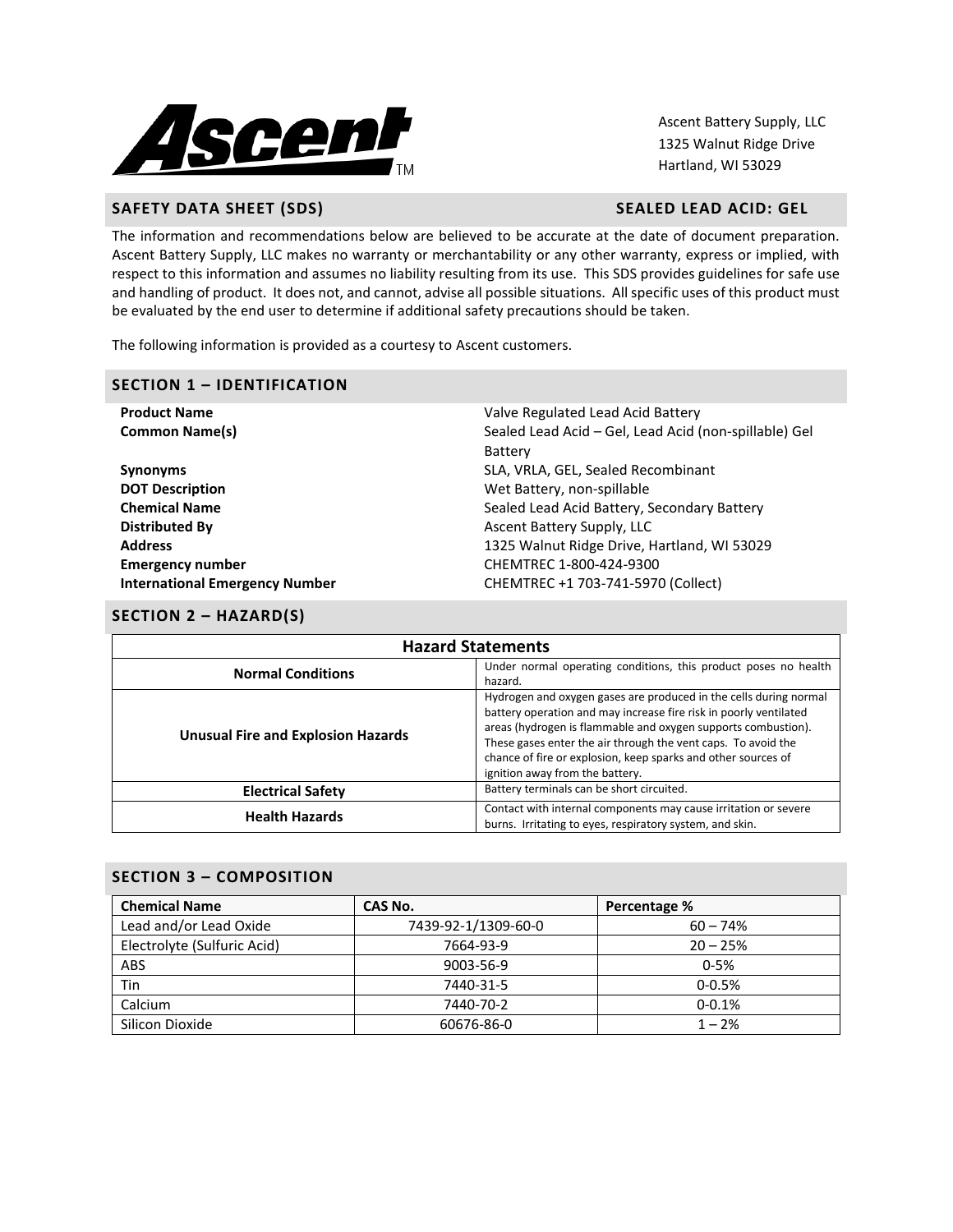Ascent Battery Supply, LLC
1325 Walnut Ridge Drive
Hartland, WI 53029

## SAFETY DATA SHEET (SDS) — SEALED LEAD ACID: GEL

The information and recommendations below are believed to be accurate at the date of document preparation. Ascent Battery Supply, LLC makes no warranty or merchantability or any other warranty, express or implied, with respect to this information and assumes no liability resulting from its use. This SDS provides guidelines for safe use and handling of product. It does not, and cannot, advise all possible situations. All specific uses of this product must be evaluated by the end user to determine if additional safety precautions should be taken.

The following information is provided as a courtesy to Ascent customers.

## SECTION 1 – IDENTIFICATION

| | |
|---|---|
| **Product Name** | Valve Regulated Lead Acid Battery |
| **Common Name(s)** | Sealed Lead Acid – Gel, Lead Acid (non-spillable) Gel Battery |
| **Synonyms** | SLA, VRLA, GEL, Sealed Recombinant |
| **DOT Description** | Wet Battery, non-spillable |
| **Chemical Name** | Sealed Lead Acid Battery, Secondary Battery |
| **Distributed By** | Ascent Battery Supply, LLC |
| **Address** | 1325 Walnut Ridge Drive, Hartland, WI 53029 |
| **Emergency number** | CHEMTREC 1-800-424-9300 |
| **International Emergency Number** | CHEMTREC +1 703-741-5970 (Collect) |

## SECTION 2 – HAZARD(S)

| Hazard Statements | |
|---|---|
| **Normal Conditions** | Under normal operating conditions, this product poses no health hazard. |
| **Unusual Fire and Explosion Hazards** | Hydrogen and oxygen gases are produced in the cells during normal battery operation and may increase fire risk in poorly ventilated areas (hydrogen is flammable and oxygen supports combustion). These gases enter the air through the vent caps. To avoid the chance of fire or explosion, keep sparks and other sources of ignition away from the battery. |
| **Electrical Safety** | Battery terminals can be short circuited. |
| **Health Hazards** | Contact with internal components may cause irritation or severe burns. Irritating to eyes, respiratory system, and skin. |

## SECTION 3 – COMPOSITION

| Chemical Name | CAS No. | Percentage % |
|---|---|---|
| Lead and/or Lead Oxide | 7439-92-1/1309-60-0 | 60 – 74% |
| Electrolyte (Sulfuric Acid) | 7664-93-9 | 20 – 25% |
| ABS | 9003-56-9 | 0-5% |
| Tin | 7440-31-5 | 0-0.5% |
| Calcium | 7440-70-2 | 0-0.1% |
| Silicon Dioxide | 60676-86-0 | 1 – 2% |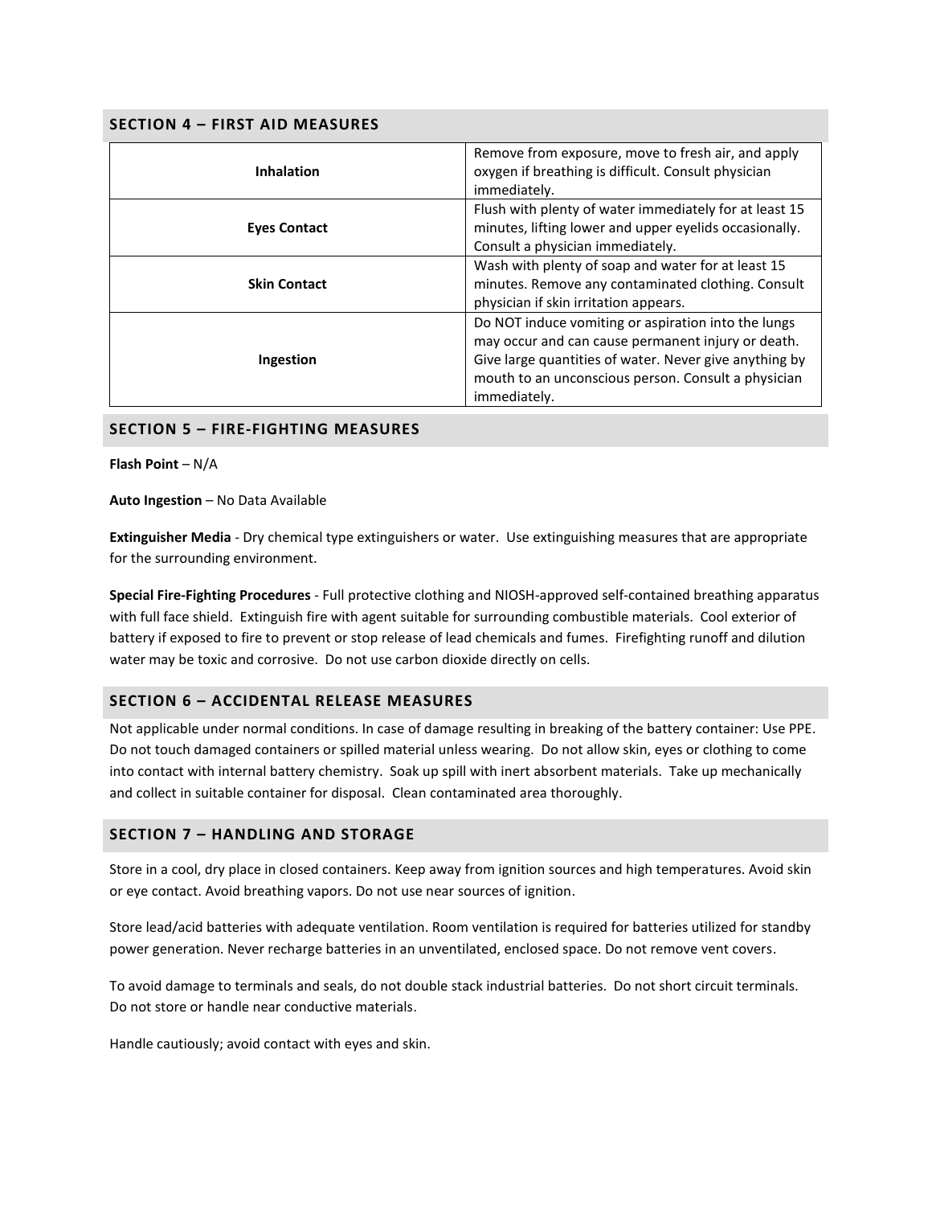## SECTION 4 – FIRST AID MEASURES

| | |
|---|---|
| **Inhalation** | Remove from exposure, move to fresh air, and apply oxygen if breathing is difficult. Consult physician immediately. |
| **Eyes Contact** | Flush with plenty of water immediately for at least 15 minutes, lifting lower and upper eyelids occasionally. Consult a physician immediately. |
| **Skin Contact** | Wash with plenty of soap and water for at least 15 minutes. Remove any contaminated clothing. Consult physician if skin irritation appears. |
| **Ingestion** | Do NOT induce vomiting or aspiration into the lungs may occur and can cause permanent injury or death. Give large quantities of water. Never give anything by mouth to an unconscious person. Consult a physician immediately. |

## SECTION 5 – FIRE-FIGHTING MEASURES

**Flash Point** – N/A

**Auto Ingestion** – No Data Available

**Extinguisher Media** - Dry chemical type extinguishers or water. Use extinguishing measures that are appropriate for the surrounding environment.

**Special Fire-Fighting Procedures** - Full protective clothing and NIOSH-approved self-contained breathing apparatus with full face shield. Extinguish fire with agent suitable for surrounding combustible materials. Cool exterior of battery if exposed to fire to prevent or stop release of lead chemicals and fumes. Firefighting runoff and dilution water may be toxic and corrosive. Do not use carbon dioxide directly on cells.

## SECTION 6 – ACCIDENTAL RELEASE MEASURES

Not applicable under normal conditions. In case of damage resulting in breaking of the battery container: Use PPE. Do not touch damaged containers or spilled material unless wearing. Do not allow skin, eyes or clothing to come into contact with internal battery chemistry. Soak up spill with inert absorbent materials. Take up mechanically and collect in suitable container for disposal. Clean contaminated area thoroughly.

## SECTION 7 – HANDLING AND STORAGE

Store in a cool, dry place in closed containers. Keep away from ignition sources and high temperatures. Avoid skin or eye contact. Avoid breathing vapors. Do not use near sources of ignition.

Store lead/acid batteries with adequate ventilation. Room ventilation is required for batteries utilized for standby power generation. Never recharge batteries in an unventilated, enclosed space. Do not remove vent covers.

To avoid damage to terminals and seals, do not double stack industrial batteries. Do not short circuit terminals. Do not store or handle near conductive materials.

Handle cautiously; avoid contact with eyes and skin.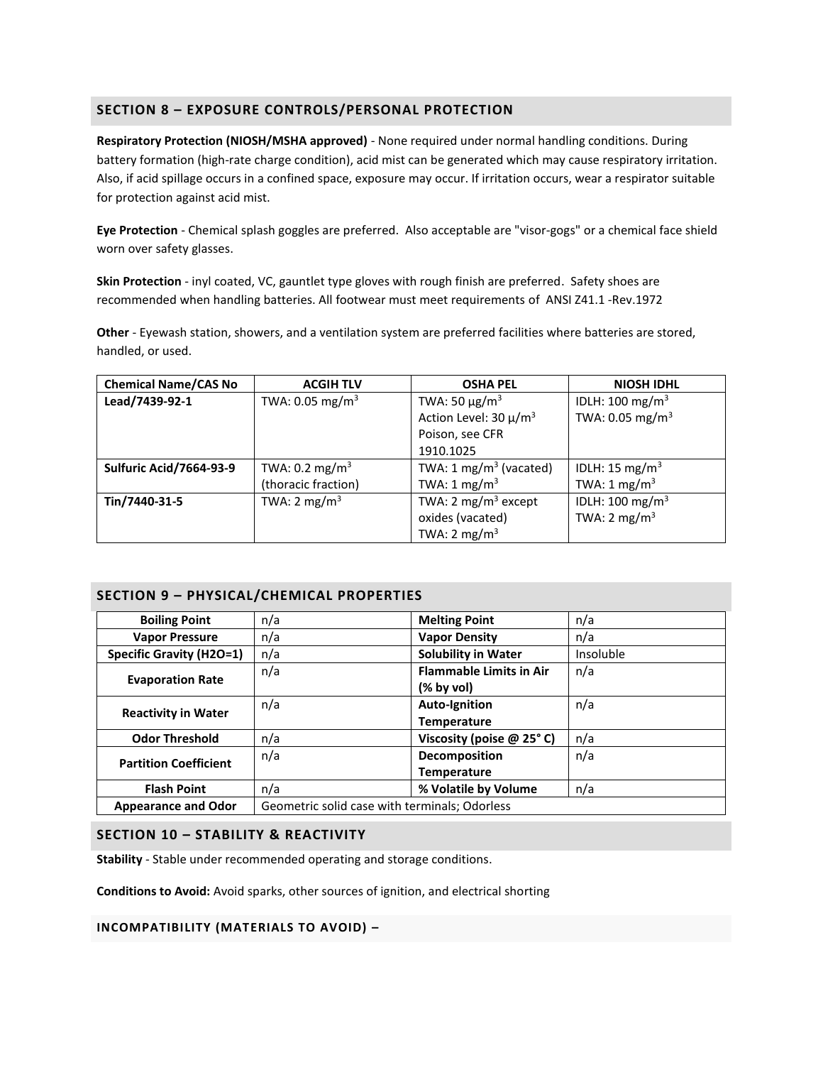## SECTION 8 – EXPOSURE CONTROLS/PERSONAL PROTECTION

**Respiratory Protection (NIOSH/MSHA approved)** - None required under normal handling conditions. During battery formation (high-rate charge condition), acid mist can be generated which may cause respiratory irritation. Also, if acid spillage occurs in a confined space, exposure may occur. If irritation occurs, wear a respirator suitable for protection against acid mist.

**Eye Protection** - Chemical splash goggles are preferred. Also acceptable are "visor-gogs" or a chemical face shield worn over safety glasses.

**Skin Protection** - inyl coated, VC, gauntlet type gloves with rough finish are preferred. Safety shoes are recommended when handling batteries. All footwear must meet requirements of ANSI Z41.1 -Rev.1972

**Other** - Eyewash station, showers, and a ventilation system are preferred facilities where batteries are stored, handled, or used.

| Chemical Name/CAS No | ACGIH TLV | OSHA PEL | NIOSH IDHL |
|---|---|---|---|
| **Lead/7439-92-1** | TWA: 0.05 mg/m$^3$ | TWA: 50 µg/m$^3$<br>Action Level: 30 µ/m$^3$<br>Poison, see CFR 1910.1025 | IDLH: 100 mg/m$^3$<br>TWA: 0.05 mg/m$^3$ |
| **Sulfuric Acid/7664-93-9** | TWA: 0.2 mg/m$^3$<br>(thoracic fraction) | TWA: 1 mg/m$^3$ (vacated)<br>TWA: 1 mg/m$^3$ | IDLH: 15 mg/m$^3$<br>TWA: 1 mg/m$^3$ |
| **Tin/7440-31-5** | TWA: 2 mg/m$^3$ | TWA: 2 mg/m$^3$ except oxides (vacated)<br>TWA: 2 mg/m$^3$ | IDLH: 100 mg/m$^3$<br>TWA: 2 mg/m$^3$ |

## SECTION 9 – PHYSICAL/CHEMICAL PROPERTIES

| **Boiling Point** | n/a | **Melting Point** | n/a |
|---|---|---|---|
| **Vapor Pressure** | n/a | **Vapor Density** | n/a |
| **Specific Gravity (H2O=1)** | n/a | **Solubility in Water** | Insoluble |
| **Evaporation Rate** | n/a | **Flammable Limits in Air (% by vol)** | n/a |
| **Reactivity in Water** | n/a | **Auto-Ignition Temperature** | n/a |
| **Odor Threshold** | n/a | **Viscosity (poise @ 25° C)** | n/a |
| **Partition Coefficient** | n/a | **Decomposition Temperature** | n/a |
| **Flash Point** | n/a | **% Volatile by Volume** | n/a |
| **Appearance and Odor** | Geometric solid case with terminals; Odorless | | |

## SECTION 10 – STABILITY & REACTIVITY

**Stability** - Stable under recommended operating and storage conditions.

**Conditions to Avoid:** Avoid sparks, other sources of ignition, and electrical shorting

### INCOMPATIBILITY (MATERIALS TO AVOID) –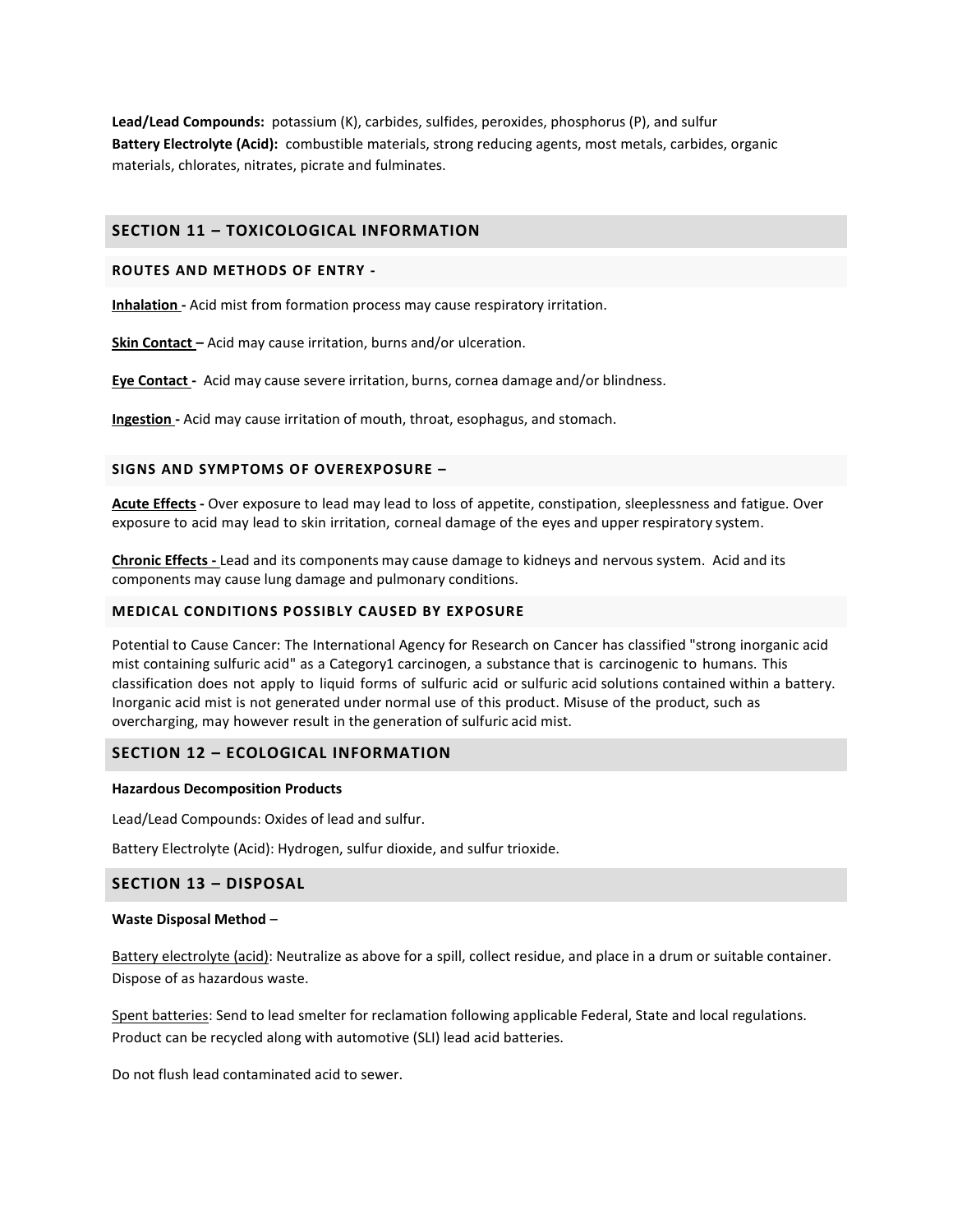**Lead/Lead Compounds:** potassium (K), carbides, sulfides, peroxides, phosphorus (P), and sulfur
**Battery Electrolyte (Acid):** combustible materials, strong reducing agents, most metals, carbides, organic materials, chlorates, nitrates, picrate and fulminates.

## SECTION 11 – TOXICOLOGICAL INFORMATION

### ROUTES AND METHODS OF ENTRY -

**Inhalation -** Acid mist from formation process may cause respiratory irritation.

**Skin Contact –** Acid may cause irritation, burns and/or ulceration.

**Eye Contact -** Acid may cause severe irritation, burns, cornea damage and/or blindness.

**Ingestion -** Acid may cause irritation of mouth, throat, esophagus, and stomach.

### SIGNS AND SYMPTOMS OF OVEREXPOSURE –

**Acute Effects -** Over exposure to lead may lead to loss of appetite, constipation, sleeplessness and fatigue. Over exposure to acid may lead to skin irritation, corneal damage of the eyes and upper respiratory system.

**Chronic Effects -** Lead and its components may cause damage to kidneys and nervous system. Acid and its components may cause lung damage and pulmonary conditions.

### MEDICAL CONDITIONS POSSIBLY CAUSED BY EXPOSURE

Potential to Cause Cancer: The International Agency for Research on Cancer has classified "strong inorganic acid mist containing sulfuric acid" as a Category1 carcinogen, a substance that is carcinogenic to humans. This classification does not apply to liquid forms of sulfuric acid or sulfuric acid solutions contained within a battery. Inorganic acid mist is not generated under normal use of this product. Misuse of the product, such as overcharging, may however result in the generation of sulfuric acid mist.

## SECTION 12 – ECOLOGICAL INFORMATION

**Hazardous Decomposition Products**

Lead/Lead Compounds: Oxides of lead and sulfur.

Battery Electrolyte (Acid): Hydrogen, sulfur dioxide, and sulfur trioxide.

## SECTION 13 – DISPOSAL

**Waste Disposal Method** –

Battery electrolyte (acid): Neutralize as above for a spill, collect residue, and place in a drum or suitable container. Dispose of as hazardous waste.

Spent batteries: Send to lead smelter for reclamation following applicable Federal, State and local regulations. Product can be recycled along with automotive (SLI) lead acid batteries.

Do not flush lead contaminated acid to sewer.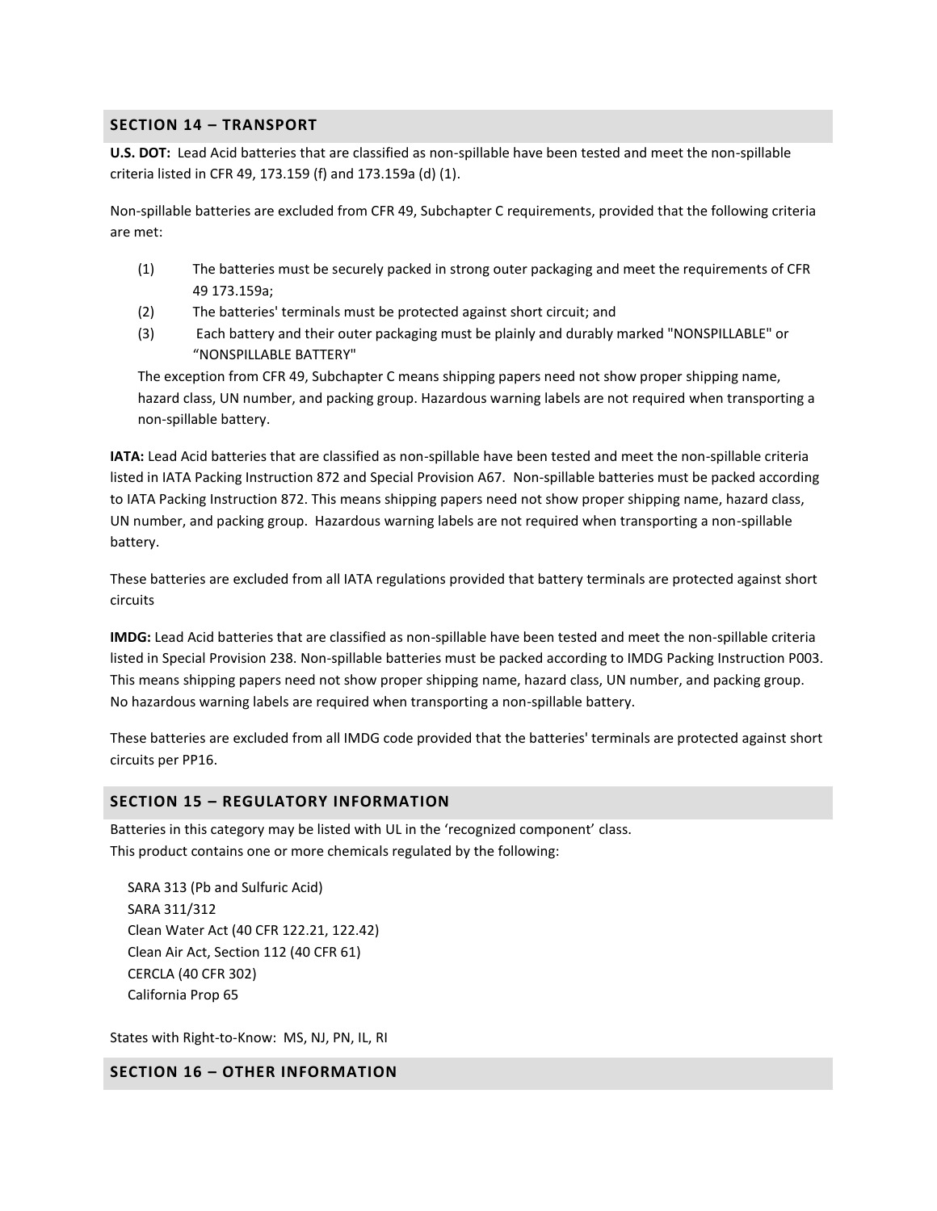## SECTION 14 – TRANSPORT

**U.S. DOT:** Lead Acid batteries that are classified as non-spillable have been tested and meet the non-spillable criteria listed in CFR 49, 173.159 (f) and 173.159a (d) (1).

Non-spillable batteries are excluded from CFR 49, Subchapter C requirements, provided that the following criteria are met:

(1) The batteries must be securely packed in strong outer packaging and meet the requirements of CFR 49 173.159a;
(2) The batteries' terminals must be protected against short circuit; and
(3) Each battery and their outer packaging must be plainly and durably marked "NONSPILLABLE" or "NONSPILLABLE BATTERY"

The exception from CFR 49, Subchapter C means shipping papers need not show proper shipping name, hazard class, UN number, and packing group. Hazardous warning labels are not required when transporting a non-spillable battery.

**IATA:** Lead Acid batteries that are classified as non-spillable have been tested and meet the non-spillable criteria listed in IATA Packing Instruction 872 and Special Provision A67. Non-spillable batteries must be packed according to IATA Packing Instruction 872. This means shipping papers need not show proper shipping name, hazard class, UN number, and packing group. Hazardous warning labels are not required when transporting a non-spillable battery.

These batteries are excluded from all IATA regulations provided that battery terminals are protected against short circuits

**IMDG:** Lead Acid batteries that are classified as non-spillable have been tested and meet the non-spillable criteria listed in Special Provision 238. Non-spillable batteries must be packed according to IMDG Packing Instruction P003. This means shipping papers need not show proper shipping name, hazard class, UN number, and packing group. No hazardous warning labels are required when transporting a non-spillable battery.

These batteries are excluded from all IMDG code provided that the batteries' terminals are protected against short circuits per PP16.

## SECTION 15 – REGULATORY INFORMATION

Batteries in this category may be listed with UL in the 'recognized component' class.
This product contains one or more chemicals regulated by the following:

SARA 313 (Pb and Sulfuric Acid)
SARA 311/312
Clean Water Act (40 CFR 122.21, 122.42)
Clean Air Act, Section 112 (40 CFR 61)
CERCLA (40 CFR 302)
California Prop 65

States with Right-to-Know: MS, NJ, PN, IL, RI

## SECTION 16 – OTHER INFORMATION